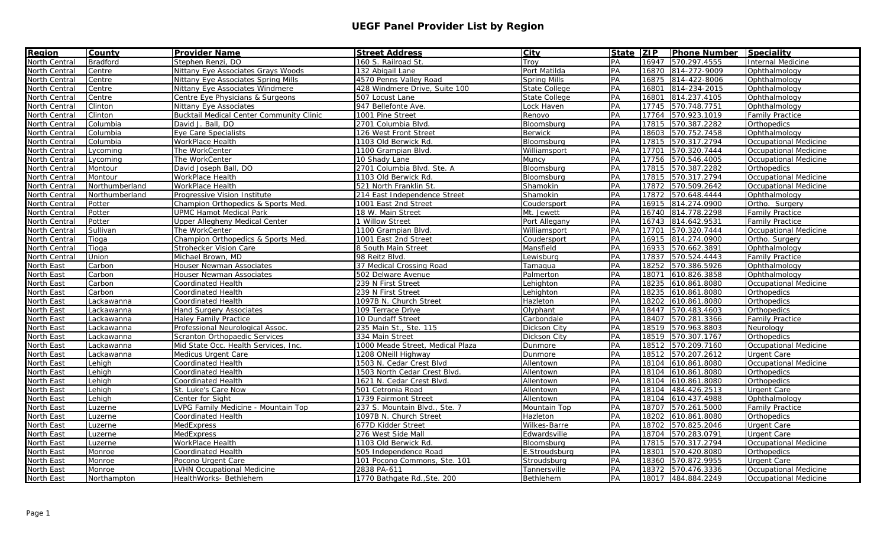# UEGF Panel Provider List by Region

| Region | County | Provider Name | Street Address | City | State | ZIP | Phone Number | Speciality |
|---|---|---|---|---|---|---|---|---|
| North Central | Bradford | Stephen Renzi, DO | 160 S. Railroad St. | Troy | PA | 16947 | 570.297.4555 | Internal Medicine |
| North Central | Centre | Nittany Eye Associates Grays Woods | 132 Abigail Lane | Port Matilda | PA | 16870 | 814-272-9009 | Ophthalmology |
| North Central | Centre | Nittany Eye Associates Spring Mills | 4570 Penns Valley Road | Spring Mills | PA | 16875 | 814-422-8006 | Ophthalmology |
| North Central | Centre | Nittany Eye Associates Windmere | 428 Windmere Drive, Suite 100 | State College | PA | 16801 | 814-234-2015 | Ophthalmology |
| North Central | Centre | Centre Eye Physicians & Surgeons | 507 Locust Lane | State College | PA | 16801 | 814.237.4105 | Ophthalmology |
| North Central | Clinton | Nittany Eye Associates | 947 Bellefonte Ave. | Lock Haven | PA | 17745 | 570.748.7751 | Ophthalmology |
| North Central | Clinton | Bucktail Medical Center Community Clinic | 1001 Pine Street | Renovo | PA | 17764 | 570.923.1019 | Family Practice |
| North Central | Columbia | David J. Ball, DO | 2701 Columbia Blvd. | Bloomsburg | PA | 17815 | 570.387.2282 | Orthopedics |
| North Central | Columbia | Eye Care Specialists | 126 West Front Street | Berwick | PA | 18603 | 570.752.7458 | Ophthalmology |
| North Central | Columbia | WorkPlace Health | 1103 Old Berwick Rd. | Bloomsburg | PA | 17815 | 570.317.2794 | Occupational Medicine |
| North Central | Lycoming | The WorkCenter | 1100 Grampian Blvd. | Williamsport | PA | 17701 | 570.320.7444 | Occupational Medicine |
| North Central | Lycoming | The WorkCenter | 10 Shady Lane | Muncy | PA | 17756 | 570.546.4005 | Occupational Medicine |
| North Central | Montour | David Joseph Ball, DO | 2701 Columbia Blvd. Ste. A | Bloomsburg | PA | 17815 | 570.387.2282 | Orthopedics |
| North Central | Montour | WorkPlace Health | 1103 Old Berwick Rd. | Bloomsburg | PA | 17815 | 570.317.2794 | Occupational Medicine |
| North Central | Northumberland | WorkPlace Health | 521 North Franklin St. | Shamokin | PA | 17872 | 570.509.2642 | Occupational Medicine |
| North Central | Northumberland | Progressive Vision Institute | 214 East Independence Street | Shamokin | PA | 17872 | 570.648.4444 | Ophthalmology |
| North Central | Potter | Champion Orthopedics & Sports Med. | 1001 East 2nd Street | Coudersport | PA | 16915 | 814.274.0900 | Ortho. Surgery |
| North Central | Potter | UPMC Hamot Medical Park | 18 W. Main Street | Mt. Jewett | PA | 16740 | 814.778.2298 | Family Practice |
| North Central | Potter | Upper Allegheny Medical Center | 1 Willow Street | Port Allegany | PA | 16743 | 814.642.9531 | Family Practice |
| North Central | Sullivan | The WorkCenter | 1100 Grampian Blvd. | Williamsport | PA | 17701 | 570.320.7444 | Occupational Medicine |
| North Central | Tioga | Champion Orthopedics & Sports Med. | 1001 East 2nd Street | Coudersport | PA | 16915 | 814.274.0900 | Ortho. Surgery |
| North Central | Tioga | Strohecker Vision Care | 8 South Main Street | Mansfield | PA | 16933 | 570.662.3891 | Ophthalmology |
| North Central | Union | Michael Brown, MD | 98 Reitz Blvd. | Lewisburg | PA | 17837 | 570.524.4443 | Family Practice |
| North East | Carbon | Houser Newman Associates | 37 Medical Crossing Road | Tamaqua | PA | 18252 | 570.386.5926 | Ophthalmology |
| North East | Carbon | Houser Newman Associates | 502 Delware Avenue | Palmerton | PA | 18071 | 610.826.3858 | Ophthalmology |
| North East | Carbon | Coordinated Health | 239 N First Street | Lehighton | PA | 18235 | 610.861.8080 | Occupational Medicine |
| North East | Carbon | Coordinated Health | 239 N First Street | Lehighton | PA | 18235 | 610.861.8080 | Orthopedics |
| North East | Lackawanna | Coordinated Health | 1097B N. Church Street | Hazleton | PA | 18202 | 610.861.8080 | Orthopedics |
| North East | Lackawanna | Hand Surgery Associates | 109 Terrace Drive | Olyphant | PA | 18447 | 570.483.4603 | Orthopedics |
| North East | Lackawanna | Haley Family Practice | 10 Dundaff Street | Carbondale | PA | 18407 | 570.281.3366 | Family Practice |
| North East | Lackawanna | Professional Neurological Assoc. | 235 Main St., Ste. 115 | Dickson City | PA | 18519 | 570.963.8803 | Neurology |
| North East | Lackawanna | Scranton Orthopaedic Services | 334 Main Street | Dickson City | PA | 18519 | 570.307.1767 | Orthopedics |
| North East | Lackawanna | Mid State Occ. Health Services, Inc. | 1000 Meade Street, Medical Plaza | Dunmore | PA | 18512 | 570.209.7160 | Occupational Medicine |
| North East | Lackawanna | Medicus Urgent Care | 1208 ONeill Highway | Dunmore | PA | 18512 | 570.207.2612 | Urgent Care |
| North East | Lehigh | Coordinated Health | 1503 N. Cedar Crest Blvd | Allentown | PA | 18104 | 610.861.8080 | Occupational Medicine |
| North East | Lehigh | Coordinated Health | 1503 North Cedar Crest Blvd. | Allentown | PA | 18104 | 610.861.8080 | Orthopedics |
| North East | Lehigh | Coordinated Health | 1621 N. Cedar Crest Blvd. | Allentown | PA | 18104 | 610.861.8080 | Orthopedics |
| North East | Lehigh | St. Luke's Care Now | 501 Cetronia Road | Allentown | PA | 18104 | 484.426.2513 | Urgent Care |
| North East | Lehigh | Center for Sight | 1739 Fairmont Street | Allentown | PA | 18104 | 610.437.4988 | Ophthalmology |
| North East | Luzerne | LVPG Family Medicine - Mountain Top | 237 S. Mountain Blvd., Ste. 7 | Mountain Top | PA | 18707 | 570.261.5000 | Family Practice |
| North East | Luzerne | Coordinated Health | 1097B N. Church Street | Hazleton | PA | 18202 | 610.861.8080 | Orthopedics |
| North East | Luzerne | MedExpress | 677D Kidder Street | Wilkes-Barre | PA | 18702 | 570.825.2046 | Urgent Care |
| North East | Luzerne | MedExpress | 276 West Side Mall | Edwardsville | PA | 18704 | 570.283.0791 | Urgent Care |
| North East | Luzerne | WorkPlace Health | 1103 Old Berwick Rd. | Bloomsburg | PA | 17815 | 570.317.2794 | Occupational Medicine |
| North East | Monroe | Coordinated Health | 505 Independence Road | E.Stroudsburg | PA | 18301 | 570.420.8080 | Orthopedics |
| North East | Monroe | Pocono Urgent Care | 101 Pocono Commons, Ste. 101 | Stroudsburg | PA | 18360 | 570.872.9955 | Urgent Care |
| North East | Monroe | LVHN Occupational Medicine | 2838 PA-611 | Tannersville | PA | 18372 | 570.476.3336 | Occupational Medicine |
| North East | Northampton | HealthWorks- Bethlehem | 1770 Bathgate Rd.,Ste. 200 | Bethlehem | PA | 18017 | 484.884.2249 | Occupational Medicine |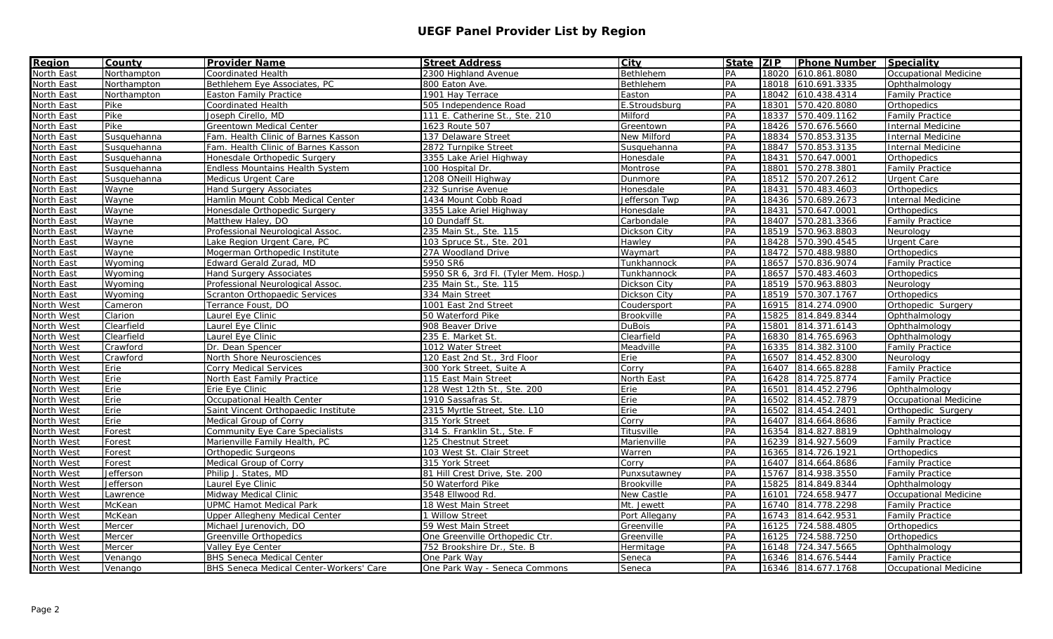# UEGF Panel Provider List by Region

| Region | County | Provider Name | Street Address | City | State | ZIP | Phone Number | Speciality |
|---|---|---|---|---|---|---|---|---|
| North East | Northampton | Coordinated Health | 2300 Highland Avenue | Bethlehem | PA | 18020 | 610.861.8080 | Occupational Medicine |
| North East | Northampton | Bethlehem Eye Associates, PC | 800 Eaton Ave. | Bethlehem | PA | 18018 | 610.691.3335 | Ophthalmology |
| North East | Northampton | Easton Family Practice | 1901 Hay Terrace | Easton | PA | 18042 | 610.438.4314 | Family Practice |
| North East | Pike | Coordinated Health | 505 Independence Road | E.Stroudsburg | PA | 18301 | 570.420.8080 | Orthopedics |
| North East | Pike | Joseph Cirello, MD | 111 E. Catherine St., Ste. 210 | Milford | PA | 18337 | 570.409.1162 | Family Practice |
| North East | Pike | Greentown Medical Center | 1623 Route 507 | Greentown | PA | 18426 | 570.676.5660 | Internal Medicine |
| North East | Susquehanna | Fam. Health Clinic of Barnes Kasson | 137 Delaware Street | New Milford | PA | 18834 | 570.853.3135 | Internal Medicine |
| North East | Susquehanna | Fam. Health Clinic of Barnes Kasson | 2872 Turnpike Street | Susquehanna | PA | 18847 | 570.853.3135 | Internal Medicine |
| North East | Susquehanna | Honesdale Orthopedic Surgery | 3355 Lake Ariel Highway | Honesdale | PA | 18431 | 570.647.0001 | Orthopedics |
| North East | Susquehanna | Endless Mountains Health System | 100 Hospital Dr. | Montrose | PA | 18801 | 570.278.3801 | Family Practice |
| North East | Susquehanna | Medicus Urgent Care | 1208 ONeill Highway | Dunmore | PA | 18512 | 570.207.2612 | Urgent Care |
| North East | Wayne | Hand Surgery Associates | 232 Sunrise Avenue | Honesdale | PA | 18431 | 570.483.4603 | Orthopedics |
| North East | Wayne | Hamlin Mount Cobb Medical Center | 1434 Mount Cobb Road | Jefferson Twp | PA | 18436 | 570.689.2673 | Internal Medicine |
| North East | Wayne | Honesdale Orthopedic Surgery | 3355 Lake Ariel Highway | Honesdale | PA | 18431 | 570.647.0001 | Orthopedics |
| North East | Wayne | Matthew Haley, DO | 10 Dundaff St. | Carbondale | PA | 18407 | 570.281.3366 | Family Practice |
| North East | Wayne | Professional Neurological Assoc. | 235 Main St., Ste. 115 | Dickson City | PA | 18519 | 570.963.8803 | Neurology |
| North East | Wayne | Lake Region Urgent Care, PC | 103 Spruce St., Ste. 201 | Hawley | PA | 18428 | 570.390.4545 | Urgent Care |
| North East | Wayne | Mogerman Orthopedic Institute | 27A Woodland Drive | Waymart | PA | 18472 | 570.488.9880 | Orthopedics |
| North East | Wyoming | Edward Gerald Zurad, MD | 5950 SR6 | Tunkhannock | PA | 18657 | 570.836.9074 | Family Practice |
| North East | Wyoming | Hand Surgery Associates | 5950 SR 6, 3rd Fl. (Tyler Mem. Hosp.) | Tunkhannock | PA | 18657 | 570.483.4603 | Orthopedics |
| North East | Wyoming | Professional Neurological Assoc. | 235 Main St., Ste. 115 | Dickson City | PA | 18519 | 570.963.8803 | Neurology |
| North East | Wyoming | Scranton Orthopaedic Services | 334 Main Street | Dickson City | PA | 18519 | 570.307.1767 | Orthopedics |
| North West | Cameron | Terrance Foust, DO | 1001 East 2nd Street | Coudersport | PA | 16915 | 814.274.0900 | Orthopedic Surgery |
| North West | Clarion | Laurel Eye Clinic | 50 Waterford Pike | Brookville | PA | 15825 | 814.849.8344 | Ophthalmology |
| North West | Clearfield | Laurel Eye Clinic | 908 Beaver Drive | DuBois | PA | 15801 | 814.371.6143 | Ophthalmology |
| North West | Clearfield | Laurel Eye Clinic | 235 E. Market St. | Clearfield | PA | 16830 | 814.765.6963 | Ophthalmology |
| North West | Crawford | Dr. Dean Spencer | 1012 Water Street | Meadville | PA | 16335 | 814.382.3100 | Family Practice |
| North West | Crawford | North Shore Neurosciences | 120 East 2nd St., 3rd Floor | Erie | PA | 16507 | 814.452.8300 | Neurology |
| North West | Erie | Corry Medical Services | 300 York Street, Suite A | Corry | PA | 16407 | 814.665.8288 | Family Practice |
| North West | Erie | North East Family Practice | 115 East Main Street | North East | PA | 16428 | 814.725.8774 | Family Practice |
| North West | Erie | Erie Eye Clinic | 128 West 12th St., Ste. 200 | Erie | PA | 16501 | 814.452.2796 | Ophthalmology |
| North West | Erie | Occupational Health Center | 1910 Sassafras St. | Erie | PA | 16502 | 814.452.7879 | Occupational Medicine |
| North West | Erie | Saint Vincent Orthopaedic Institute | 2315 Myrtle Street, Ste. L10 | Erie | PA | 16502 | 814.454.2401 | Orthopedic Surgery |
| North West | Erie | Medical Group of Corry | 315 York Street | Corry | PA | 16407 | 814.664.8686 | Family Practice |
| North West | Forest | Community Eye Care Specialists | 314 S. Franklin St., Ste. F | Titusville | PA | 16354 | 814.827.8819 | Ophthalmology |
| North West | Forest | Marienville Family Health, PC | 125 Chestnut Street | Marienville | PA | 16239 | 814.927.5609 | Family Practice |
| North West | Forest | Orthopedic Surgeons | 103 West St. Clair Street | Warren | PA | 16365 | 814.726.1921 | Orthopedics |
| North West | Forest | Medical Group of Corry | 315 York Street | Corry | PA | 16407 | 814.664.8686 | Family Practice |
| North West | Jefferson | Philip J. States, MD | 81 Hill Crest Drive, Ste. 200 | Punxsutawney | PA | 15767 | 814.938.3550 | Family Practice |
| North West | Jefferson | Laurel Eye Clinic | 50 Waterford Pike | Brookville | PA | 15825 | 814.849.8344 | Ophthalmology |
| North West | Lawrence | Midway Medical Clinic | 3548 Ellwood Rd. | New Castle | PA | 16101 | 724.658.9477 | Occupational Medicine |
| North West | McKean | UPMC Hamot Medical Park | 18 West Main Street | Mt. Jewett | PA | 16740 | 814.778.2298 | Family Practice |
| North West | McKean | Upper Allegheny Medical Center | 1 Willow Street | Port Allegany | PA | 16743 | 814.642.9531 | Family Practice |
| North West | Mercer | Michael Jurenovich, DO | 59 West Main Street | Greenville | PA | 16125 | 724.588.4805 | Orthopedics |
| North West | Mercer | Greenville Orthopedics | One Greenville Orthopedic Ctr. | Greenville | PA | 16125 | 724.588.7250 | Orthopedics |
| North West | Mercer | Valley Eye Center | 752 Brookshire Dr., Ste. B | Hermitage | PA | 16148 | 724.347.5665 | Ophthalmology |
| North West | Venango | BHS Seneca Medical Center | One Park Way | Seneca | PA | 16346 | 814.676.5444 | Family Practice |
| North West | Venango | BHS Seneca Medical Center-Workers' Care | One Park Way - Seneca Commons | Seneca | PA | 16346 | 814.677.1768 | Occupational Medicine |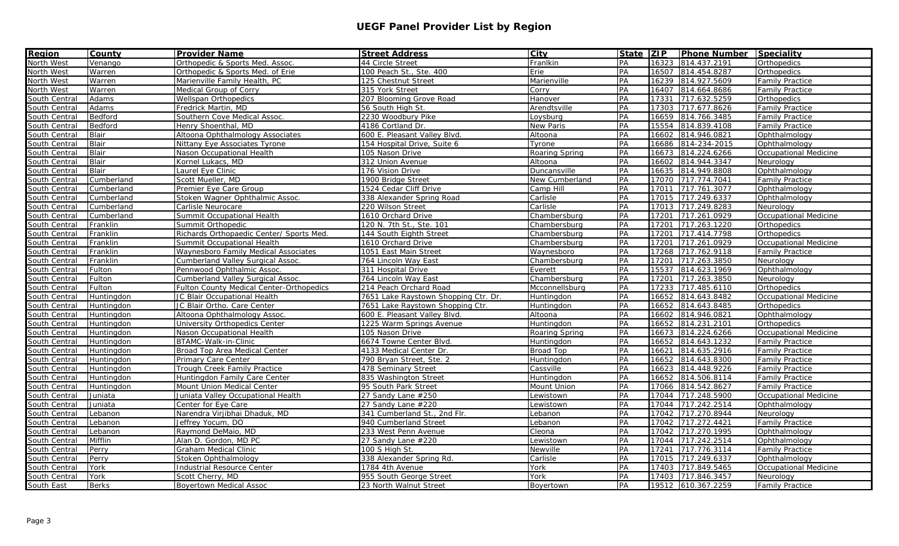## UEGF Panel Provider List by Region

| Region | County | Provider Name | Street Address | City | State | ZIP | Phone Number | Speciality |
|---|---|---|---|---|---|---|---|---|
| North West | Venango | Orthopedic & Sports Med. Assoc. | 44 Circle Street | Franlkin | PA | 16323 | 814.437.2191 | Orthopedics |
| North West | Warren | Orthopedic & Sports Med. of Erie | 100 Peach St., Ste. 400 | Erie | PA | 16507 | 814.454.8287 | Orthopedics |
| North West | Warren | Marienville Family Health, PC | 125 Chestnut Street | Marienville | PA | 16239 | 814.927.5609 | Family Practice |
| North West | Warren | Medical Group of Corry | 315 York Street | Corry | PA | 16407 | 814.664.8686 | Family Practice |
| South Central | Adams | Wellspan Orthopedics | 207 Blooming Grove Road | Hanover | PA | 17331 | 717.632.5259 | Orthopedics |
| South Central | Adams | Fredrick Martin, MD | 56 South High St. | Arendtsville | PA | 17303 | 717.677.8626 | Family Practice |
| South Central | Bedford | Southern Cove Medical Assoc. | 2230 Woodbury Pike | Loysburg | PA | 16659 | 814.766.3485 | Family Practice |
| South Central | Bedford | Henry Shoenthal, MD | 4186 Cortland Dr. | New Paris | PA | 15554 | 814.839.4108 | Family Practice |
| South Central | Blair | Altoona Ophthalmology Associates | 600 E. Pleasant Valley Blvd. | Altoona | PA | 16602 | 814.946.0821 | Ophthalmology |
| South Central | Blair | Nittany Eye Associates Tyrone | 154 Hospital Drive, Suite 6 | Tyrone | PA | 16686 | 814-234-2015 | Ophthalmology |
| South Central | Blair | Nason Occupational Health | 105 Nason Drive | Roaring Spring | PA | 16673 | 814.224.6266 | Occupational Medicine |
| South Central | Blair | Kornel Lukacs, MD | 312 Union Avenue | Altoona | PA | 16602 | 814.944.3347 | Neurology |
| South Central | Blair | Laurel Eye Clinic | 176 Vision Drive | Duncansville | PA | 16635 | 814.949.8808 | Ophthalmology |
| South Central | Cumberland | Scott Mueller, MD | 1900 Bridge Street | New Cumberland | PA | 17070 | 717.774.7041 | Family Practice |
| South Central | Cumberland | Premier Eye Care Group | 1524 Cedar Cliff Drive | Camp Hill | PA | 17011 | 717.761.3077 | Ophthalmology |
| South Central | Cumberland | Stoken Wagner Ophthalmic Assoc. | 338 Alexander Spring Road | Carlisle | PA | 17015 | 717.249.6337 | Ophthalmology |
| South Central | Cumberland | Carlisle Neurocare | 220 Wilson Street | Carlisle | PA | 17013 | 717.249.8283 | Neurology |
| South Central | Cumberland | Summit Occupational Health | 1610 Orchard Drive | Chambersburg | PA | 17201 | 717.261.0929 | Occupational Medicine |
| South Central | Franklin | Summit Orthopedic | 120 N. 7th St., Ste. 101 | Chambersburg | PA | 17201 | 717.263.1220 | Orthopedics |
| South Central | Franklin | Richards Orthopaedic Center/ Sports Med. | 144 South Eighth Street | Chambersburg | PA | 17201 | 717.414.7798 | Orthopedics |
| South Central | Franklin | Summit Occupational Health | 1610 Orchard Drive | Chambersburg | PA | 17201 | 717.261.0929 | Occupational Medicine |
| South Central | Franklin | Waynesboro Family Medical Associates | 1051 East Main Street | Waynesboro | PA | 17268 | 717.762.9118 | Family Practice |
| South Central | Franklin | Cumberland Valley Surgical Assoc. | 764 Lincoln Way East | Chambersburg | PA | 17201 | 717.263.3850 | Neurology |
| South Central | Fulton | Pennwood Ophthalmic Assoc. | 311 Hospital Drive | Everett | PA | 15537 | 814.623.1969 | Ophthalmology |
| South Central | Fulton | Cumberland Valley Surgical Assoc. | 764 Lincoln Way East | Chambersburg | PA | 17201 | 717.263.3850 | Neurology |
| South Central | Fulton | Fulton County Medical Center-Orthopedics | 214 Peach Orchard Road | Mcconnellsburg | PA | 17233 | 717.485.6110 | Orthopedics |
| South Central | Huntingdon | JC Blair Occupational Health | 7651 Lake Raystown Shopping Ctr. Dr. | Huntingdon | PA | 16652 | 814.643.8482 | Occupational Medicine |
| South Central | Huntingdon | JC Blair Ortho. Care Center | 7651 Lake Raystown Shopping Ctr. | Huntingdon | PA | 16652 | 814.643.8485 | Orthopedics |
| South Central | Huntingdon | Altoona Ophthalmology Assoc. | 600 E. Pleasant Valley Blvd. | Altoona | PA | 16602 | 814.946.0821 | Ophthalmology |
| South Central | Huntingdon | University Orthopedics Center | 1225 Warm Springs Avenue | Huntingdon | PA | 16652 | 814.231.2101 | Orthopedics |
| South Central | Huntingdon | Nason Occupational Health | 105 Nason Drive | Roaring Spring | PA | 16673 | 814.224.6266 | Occupational Medicine |
| South Central | Huntingdon | BTAMC-Walk-in-Clinic | 6674 Towne Center Blvd. | Huntingdon | PA | 16652 | 814.643.1232 | Family Practice |
| South Central | Huntingdon | Broad Top Area Medical Center | 4133 Medical Center Dr. | Broad Top | PA | 16621 | 814.635.2916 | Family Practice |
| South Central | Huntingdon | Primary Care Center | 790 Bryan Street, Ste. 2 | Huntingdon | PA | 16652 | 814.643.8300 | Family Practice |
| South Central | Huntingdon | Trough Creek Family Practice | 478 Seminary Street | Cassville | PA | 16623 | 814.448.9226 | Family Practice |
| South Central | Huntingdon | Huntingdon Family Care Center | 835 Washington Street | Huntingdon | PA | 16652 | 814.506.8114 | Family Practice |
| South Central | Huntingdon | Mount Union Medical Center | 95 South Park Street | Mount Union | PA | 17066 | 814.542.8627 | Family Practice |
| South Central | Juniata | Juniata Valley Occupational Health | 27 Sandy Lane #250 | Lewistown | PA | 17044 | 717.248.5900 | Occupational Medicine |
| South Central | Juniata | Center for Eye Care | 27 Sandy Lane #220 | Lewistown | PA | 17044 | 717.242.2514 | Ophthalmology |
| South Central | Lebanon | Narendra Virjibhai Dhaduk, MD | 341 Cumberland St., 2nd Flr. | Lebanon | PA | 17042 | 717.270.8944 | Neurology |
| South Central | Lebanon | Jeffrey Yocum, DO | 940 Cumberland Street | Lebanon | PA | 17042 | 717.272.4421 | Family Practice |
| South Central | Lebanon | Raymond DeMaio, MD | 233 West Penn Avenue | Cleona | PA | 17042 | 717.270.1995 | Ophthalmology |
| South Central | Mifflin | Alan D. Gordon, MD PC | 27 Sandy Lane #220 | Lewistown | PA | 17044 | 717.242.2514 | Ophthalmology |
| South Central | Perry | Graham Medical Clinic | 100 S High St. | Newville | PA | 17241 | 717.776.3114 | Family Practice |
| South Central | Perry | Stoken Ophthalmology | 338 Alexander Spring Rd. | Carlisle | PA | 17015 | 717.249.6337 | Ophthalmology |
| South Central | York | Industrial Resource Center | 1784 4th Avenue | York | PA | 17403 | 717.849.5465 | Occupational Medicine |
| South Central | York | Scott Cherry, MD | 955 South George Street | York | PA | 17403 | 717.846.3457 | Neurology |
| South East | Berks | Boyertown Medical Assoc | 23 North Walnut Street | Boyertown | PA | 19512 | 610.367.2259 | Family Practice |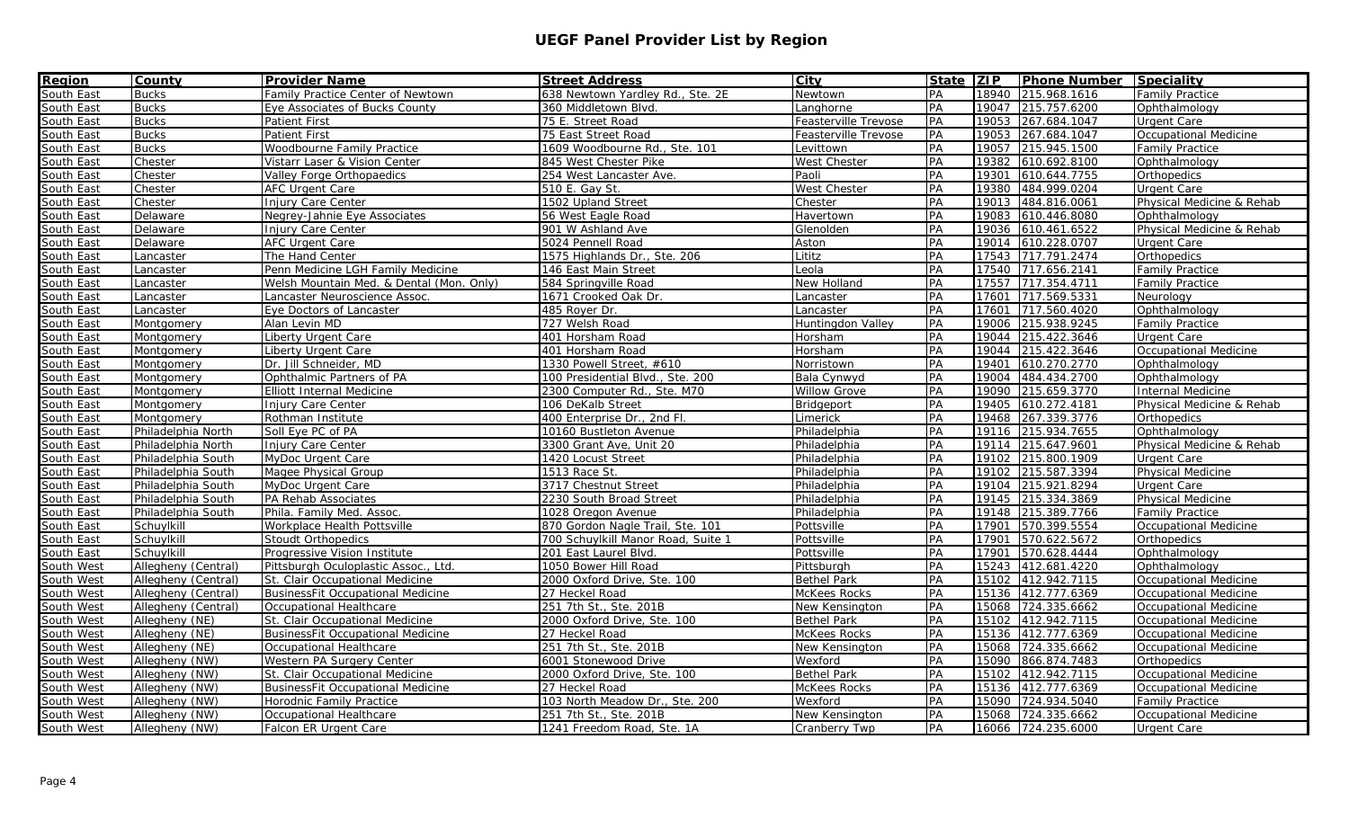# UEGF Panel Provider List by Region

| Region | County | Provider Name | Street Address | City | State | ZIP | Phone Number | Speciality |
|---|---|---|---|---|---|---|---|---|
| South East | Bucks | Family Practice Center of Newtown | 638 Newtown Yardley Rd., Ste. 2E | Newtown | PA | 18940 | 215.968.1616 | Family Practice |
| South East | Bucks | Eye Associates of Bucks County | 360 Middletown Blvd. | Langhorne | PA | 19047 | 215.757.6200 | Ophthalmology |
| South East | Bucks | Patient First | 75 E. Street Road | Feasterville Trevose | PA | 19053 | 267.684.1047 | Urgent Care |
| South East | Bucks | Patient First | 75 East Street Road | Feasterville Trevose | PA | 19053 | 267.684.1047 | Occupational Medicine |
| South East | Bucks | Woodbourne Family Practice | 1609 Woodbourne Rd., Ste. 101 | Levittown | PA | 19057 | 215.945.1500 | Family Practice |
| South East | Chester | Vistarr Laser & Vision Center | 845 West Chester Pike | West Chester | PA | 19382 | 610.692.8100 | Ophthalmology |
| South East | Chester | Valley Forge Orthopaedics | 254 West Lancaster Ave. | Paoli | PA | 19301 | 610.644.7755 | Orthopedics |
| South East | Chester | AFC Urgent Care | 510 E. Gay St. | West Chester | PA | 19380 | 484.999.0204 | Urgent Care |
| South East | Chester | Injury Care Center | 1502 Upland Street | Chester | PA | 19013 | 484.816.0061 | Physical Medicine & Rehab |
| South East | Delaware | Negrey-Jahnie Eye Associates | 56 West Eagle Road | Havertown | PA | 19083 | 610.446.8080 | Ophthalmology |
| South East | Delaware | Injury Care Center | 901 W Ashland Ave | Glenolden | PA | 19036 | 610.461.6522 | Physical Medicine & Rehab |
| South East | Delaware | AFC Urgent Care | 5024 Pennell Road | Aston | PA | 19014 | 610.228.0707 | Urgent Care |
| South East | Lancaster | The Hand Center | 1575 Highlands Dr., Ste. 206 | Lititz | PA | 17543 | 717.791.2474 | Orthopedics |
| South East | Lancaster | Penn Medicine LGH Family Medicine | 146 East Main Street | Leola | PA | 17540 | 717.656.2141 | Family Practice |
| South East | Lancaster | Welsh Mountain Med. & Dental (Mon. Only) | 584 Springville Road | New Holland | PA | 17557 | 717.354.4711 | Family Practice |
| South East | Lancaster | Lancaster Neuroscience Assoc. | 1671 Crooked Oak Dr. | Lancaster | PA | 17601 | 717.569.5331 | Neurology |
| South East | Lancaster | Eye Doctors of Lancaster | 485 Royer Dr. | Lancaster | PA | 17601 | 717.560.4020 | Ophthalmology |
| South East | Montgomery | Alan Levin MD | 727 Welsh Road | Huntingdon Valley | PA | 19006 | 215.938.9245 | Family Practice |
| South East | Montgomery | Liberty Urgent Care | 401 Horsham Road | Horsham | PA | 19044 | 215.422.3646 | Urgent Care |
| South East | Montgomery | Liberty Urgent Care | 401 Horsham Road | Horsham | PA | 19044 | 215.422.3646 | Occupational Medicine |
| South East | Montgomery | Dr. Jill Schneider, MD | 1330 Powell Street, #610 | Norristown | PA | 19401 | 610.270.2770 | Ophthalmology |
| South East | Montgomery | Ophthalmic Partners of PA | 100 Presidential Blvd., Ste. 200 | Bala Cynwyd | PA | 19004 | 484.434.2700 | Ophthalmology |
| South East | Montgomery | Elliott Internal Medicine | 2300 Computer Rd., Ste. M70 | Willow Grove | PA | 19090 | 215.659.3770 | Internal Medicine |
| South East | Montgomery | Injury Care Center | 106 DeKalb Street | Bridgeport | PA | 19405 | 610.272.4181 | Physical Medicine & Rehab |
| South East | Montgomery | Rothman Institute | 400 Enterprise Dr., 2nd Fl. | Limerick | PA | 19468 | 267.339.3776 | Orthopedics |
| South East | Philadelphia North | Soll Eye PC of PA | 10160 Bustleton Avenue | Philadelphia | PA | 19116 | 215.934.7655 | Ophthalmology |
| South East | Philadelphia North | Injury Care Center | 3300 Grant Ave, Unit 20 | Philadelphia | PA | 19114 | 215.647.9601 | Physical Medicine & Rehab |
| South East | Philadelphia South | MyDoc Urgent Care | 1420 Locust Street | Philadelphia | PA | 19102 | 215.800.1909 | Urgent Care |
| South East | Philadelphia South | Magee Physical Group | 1513 Race St. | Philadelphia | PA | 19102 | 215.587.3394 | Physical Medicine |
| South East | Philadelphia South | MyDoc Urgent Care | 3717 Chestnut Street | Philadelphia | PA | 19104 | 215.921.8294 | Urgent Care |
| South East | Philadelphia South | PA Rehab Associates | 2230 South Broad Street | Philadelphia | PA | 19145 | 215.334.3869 | Physical Medicine |
| South East | Philadelphia South | Phila. Family Med. Assoc. | 1028 Oregon Avenue | Philadelphia | PA | 19148 | 215.389.7766 | Family Practice |
| South East | Schuylkill | Workplace Health Pottsville | 870 Gordon Nagle Trail, Ste. 101 | Pottsville | PA | 17901 | 570.399.5554 | Occupational Medicine |
| South East | Schuylkill | Stoudt Orthopedics | 700 Schuylkill Manor Road, Suite 1 | Pottsville | PA | 17901 | 570.622.5672 | Orthopedics |
| South East | Schuylkill | Progressive Vision Institute | 201 East Laurel Blvd. | Pottsville | PA | 17901 | 570.628.4444 | Ophthalmology |
| South West | Allegheny (Central) | Pittsburgh Oculoplastic Assoc., Ltd. | 1050 Bower Hill Road | Pittsburgh | PA | 15243 | 412.681.4220 | Ophthalmology |
| South West | Allegheny (Central) | St. Clair Occupational Medicine | 2000 Oxford Drive, Ste. 100 | Bethel Park | PA | 15102 | 412.942.7115 | Occupational Medicine |
| South West | Allegheny (Central) | BusinessFit Occupational Medicine | 27 Heckel Road | McKees Rocks | PA | 15136 | 412.777.6369 | Occupational Medicine |
| South West | Allegheny (Central) | Occupational Healthcare | 251 7th St., Ste. 201B | New Kensington | PA | 15068 | 724.335.6662 | Occupational Medicine |
| South West | Allegheny (NE) | St. Clair Occupational Medicine | 2000 Oxford Drive, Ste. 100 | Bethel Park | PA | 15102 | 412.942.7115 | Occupational Medicine |
| South West | Allegheny (NE) | BusinessFit Occupational Medicine | 27 Heckel Road | McKees Rocks | PA | 15136 | 412.777.6369 | Occupational Medicine |
| South West | Allegheny (NE) | Occupational Healthcare | 251 7th St., Ste. 201B | New Kensington | PA | 15068 | 724.335.6662 | Occupational Medicine |
| South West | Allegheny (NW) | Western PA Surgery Center | 6001 Stonewood Drive | Wexford | PA | 15090 | 866.874.7483 | Orthopedics |
| South West | Allegheny (NW) | St. Clair Occupational Medicine | 2000 Oxford Drive, Ste. 100 | Bethel Park | PA | 15102 | 412.942.7115 | Occupational Medicine |
| South West | Allegheny (NW) | BusinessFit Occupational Medicine | 27 Heckel Road | McKees Rocks | PA | 15136 | 412.777.6369 | Occupational Medicine |
| South West | Allegheny (NW) | Horodnic Family Practice | 103 North Meadow Dr., Ste. 200 | Wexford | PA | 15090 | 724.934.5040 | Family Practice |
| South West | Allegheny (NW) | Occupational Healthcare | 251 7th St., Ste. 201B | New Kensington | PA | 15068 | 724.335.6662 | Occupational Medicine |
| South West | Allegheny (NW) | Falcon ER Urgent Care | 1241 Freedom Road, Ste. 1A | Cranberry Twp | PA | 16066 | 724.235.6000 | Urgent Care |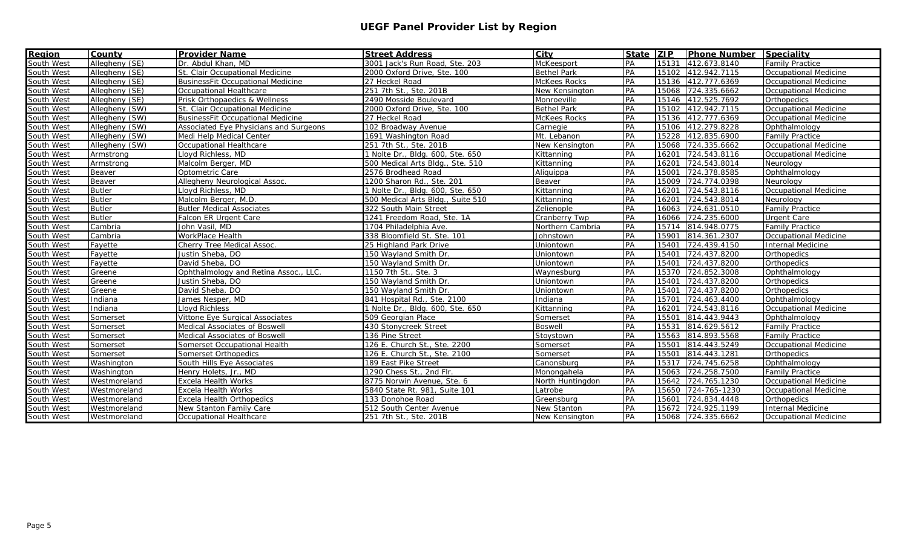# UEGF Panel Provider List by Region

| Region | County | Provider Name | Street Address | City | State | ZIP | Phone Number | Speciality |
|---|---|---|---|---|---|---|---|---|
| South West | Allegheny (SE) | Dr. Abdul Khan, MD | 3001 Jack's Run Road, Ste. 203 | McKeesport | PA | 15131 | 412.673.8140 | Family Practice |
| South West | Allegheny (SE) | St. Clair Occupational Medicine | 2000 Oxford Drive, Ste. 100 | Bethel Park | PA | 15102 | 412.942.7115 | Occupational Medicine |
| South West | Allegheny (SE) | BusinessFit Occupational Medicine | 27 Heckel Road | McKees Rocks | PA | 15136 | 412.777.6369 | Occupational Medicine |
| South West | Allegheny (SE) | Occupational Healthcare | 251 7th St., Ste. 201B | New Kensington | PA | 15068 | 724.335.6662 | Occupational Medicine |
| South West | Allegheny (SE) | Prisk Orthopaedics & Wellness | 2490 Mosside Boulevard | Monroeville | PA | 15146 | 412.525.7692 | Orthopedics |
| South West | Allegheny (SW) | St. Clair Occupational Medicine | 2000 Oxford Drive, Ste. 100 | Bethel Park | PA | 15102 | 412.942.7115 | Occupational Medicine |
| South West | Allegheny (SW) | BusinessFit Occupational Medicine | 27 Heckel Road | McKees Rocks | PA | 15136 | 412.777.6369 | Occupational Medicine |
| South West | Allegheny (SW) | Associated Eye Physicians and Surgeons | 102 Broadway Avenue | Carnegie | PA | 15106 | 412.279.8228 | Ophthalmology |
| South West | Allegheny (SW) | Medi Help Medical Center | 1691 Washington Road | Mt. Lebanon | PA | 15228 | 412.835.6900 | Family Practice |
| South West | Allegheny (SW) | Occupational Healthcare | 251 7th St., Ste. 201B | New Kensington | PA | 15068 | 724.335.6662 | Occupational Medicine |
| South West | Armstrong | Lloyd Richless, MD | 1 Nolte Dr., Bldg. 600, Ste. 650 | Kittanning | PA | 16201 | 724.543.8116 | Occupational Medicine |
| South West | Armstrong | Malcolm Berger, MD | 500 Medical Arts Bldg., Ste. 510 | Kittanning | PA | 16201 | 724.543.8014 | Neurology |
| South West | Beaver | Optometric Care | 2576 Brodhead Road | Aliquippa | PA | 15001 | 724.378.8585 | Ophthalmology |
| South West | Beaver | Allegheny Neurological Assoc. | 1200 Sharon Rd., Ste. 201 | Beaver | PA | 15009 | 724.774.0398 | Neurology |
| South West | Butler | Lloyd Richless, MD | 1 Nolte Dr., Bldg. 600, Ste. 650 | Kittanning | PA | 16201 | 724.543.8116 | Occupational Medicine |
| South West | Butler | Malcolm Berger, M.D. | 500 Medical Arts Bldg., Suite 510 | Kittanning | PA | 16201 | 724.543.8014 | Neurology |
| South West | Butler | Butler Medical Associates | 322 South Main Street | Zelienople | PA | 16063 | 724.631.0510 | Family Practice |
| South West | Butler | Falcon ER Urgent Care | 1241 Freedom Road, Ste. 1A | Cranberry Twp | PA | 16066 | 724.235.6000 | Urgent Care |
| South West | Cambria | John Vasil, MD | 1704 Philadelphia Ave. | Northern Cambria | PA | 15714 | 814.948.0775 | Family Practice |
| South West | Cambria | WorkPlace Health | 338 Bloomfield St. Ste. 101 | Johnstown | PA | 15901 | 814.361.2307 | Occupational Medicine |
| South West | Fayette | Cherry Tree Medical Assoc. | 25 Highland Park Drive | Uniontown | PA | 15401 | 724.439.4150 | Internal Medicine |
| South West | Fayette | Justin Sheba, DO | 150 Wayland Smith Dr. | Uniontown | PA | 15401 | 724.437.8200 | Orthopedics |
| South West | Fayette | David Sheba, DO | 150 Wayland Smith Dr. | Uniontown | PA | 15401 | 724.437.8200 | Orthopedics |
| South West | Greene | Ophthalmology and Retina Assoc., LLC. | 1150 7th St., Ste. 3 | Waynesburg | PA | 15370 | 724.852.3008 | Ophthalmology |
| South West | Greene | Justin Sheba, DO | 150 Wayland Smith Dr. | Uniontown | PA | 15401 | 724.437.8200 | Orthopedics |
| South West | Greene | David Sheba, DO | 150 Wayland Smith Dr. | Uniontown | PA | 15401 | 724.437.8200 | Orthopedics |
| South West | Indiana | James Nesper, MD | 841 Hospital Rd., Ste. 2100 | Indiana | PA | 15701 | 724.463.4400 | Ophthalmology |
| South West | Indiana | Lloyd Richless | 1 Nolte Dr., Bldg. 600, Ste. 650 | Kittanning | PA | 16201 | 724.543.8116 | Occupational Medicine |
| South West | Somerset | Vittone Eye Surgical Associates | 509 Georgian Place | Somerset | PA | 15501 | 814.443.9443 | Ophthalmology |
| South West | Somerset | Medical Associates of Boswell | 430 Stonycreek Street | Boswell | PA | 15531 | 814.629.5612 | Family Practice |
| South West | Somerset | Medical Associates of Boswell | 136 Pine Street | Stoystown | PA | 15563 | 814.893.5568 | Family Practice |
| South West | Somerset | Somerset Occupational Health | 126 E. Church St., Ste. 2200 | Somerset | PA | 15501 | 814.443.5249 | Occupational Medicine |
| South West | Somerset | Somerset Orthopedics | 126 E. Church St., Ste. 2100 | Somerset | PA | 15501 | 814.443.1281 | Orthopedics |
| South West | Washington | South Hills Eye Associates | 189 East Pike Street | Canonsburg | PA | 15317 | 724.745.6258 | Ophthalmology |
| South West | Washington | Henry Holets, Jr., MD | 1290 Chess St., 2nd Flr. | Monongahela | PA | 15063 | 724.258.7500 | Family Practice |
| South West | Westmoreland | Excela Health Works | 8775 Norwin Avenue, Ste. 6 | North Huntingdon | PA | 15642 | 724.765.1230 | Occupational Medicine |
| South West | Westmoreland | Excela Health Works | 5840 State Rt. 981, Suite 101 | Latrobe | PA | 15650 | 724-765-1230 | Occupational Medicine |
| South West | Westmoreland | Excela Health Orthopedics | 133 Donohoe Road | Greensburg | PA | 15601 | 724.834.4448 | Orthopedics |
| South West | Westmoreland | New Stanton Family Care | 512 South Center Avenue | New Stanton | PA | 15672 | 724.925.1199 | Internal Medicine |
| South West | Westmoreland | Occupational Healthcare | 251 7th St., Ste. 201B | New Kensington | PA | 15068 | 724.335.6662 | Occupational Medicine |